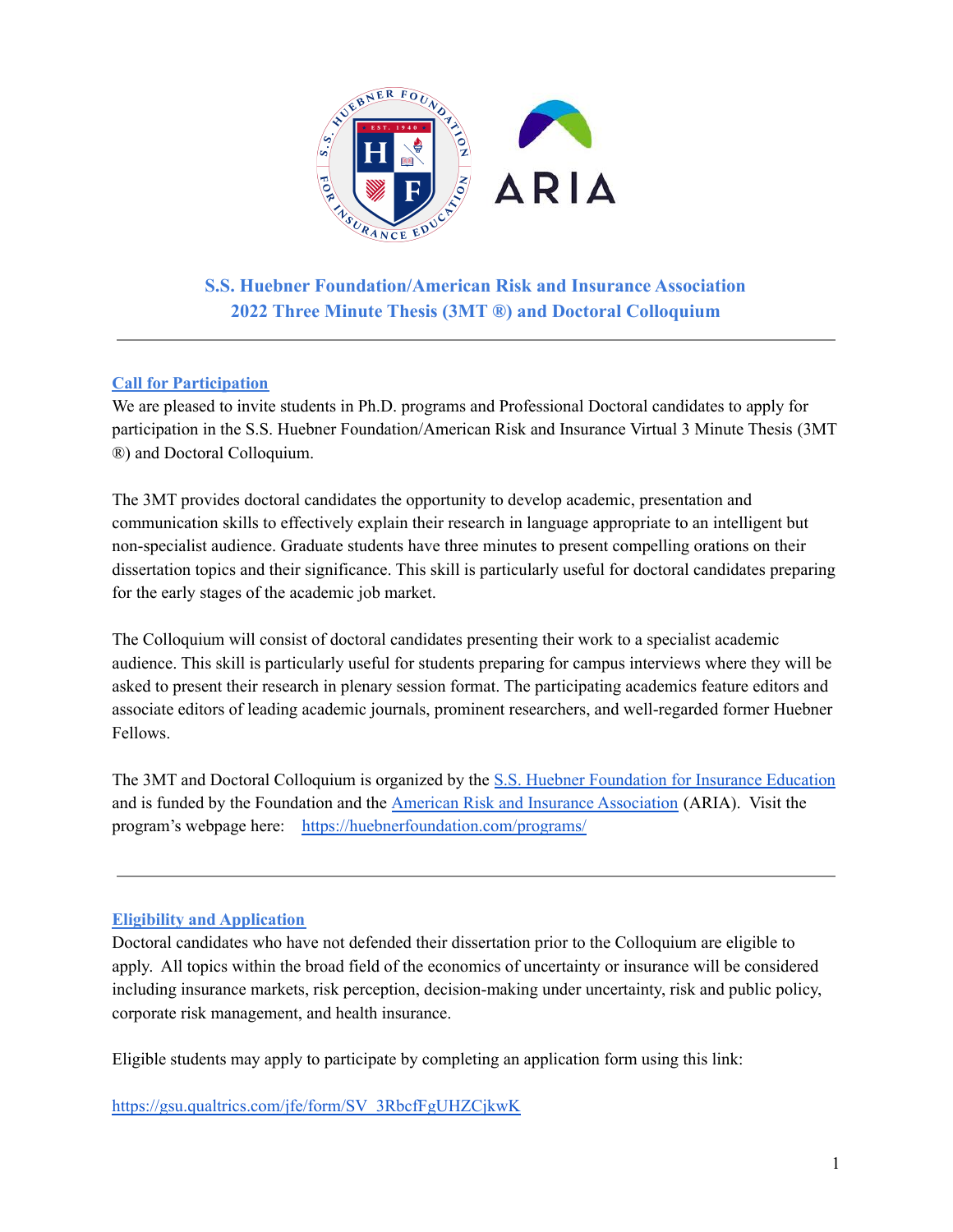# S.S. Huebner Foundation/American Risk and Insurance Association 2022 Three Minute Thesis (3MT ®) and Doctoral Colloquium

## Call for Participation

We are pleased to invite students in Ph.D. programs and Professional Doctoral candidates to apply for participation in the S.S. Huebner Foundation/American Risk and Insurance Virtual 3 Minute Thesis (3MT ®) and Doctoral Colloquium.

The 3MT provides doctoral candidates the opportunity to develop academic, presentation and communication skills to effectively explain their research in language appropriate to an intelligent but non-specialist audience. Graduate students have three minutes to present compelling orations on their dissertation topics and their significance. This skill is particularly useful for doctoral candidates preparing for the early stages of the academic job market.

The Colloquium will consist of doctoral candidates presenting their work to a specialist academic audience. This skill is particularly useful for students preparing for campus interviews where they will be asked to present their research in plenary session format. The participating academics feature editors and associate editors of leading academic journals, prominent researchers, and well-regarded former Huebner Fellows.

The 3MT and Doctoral Colloquium is organized by the S.S. Huebner Foundation for Insurance Education and is funded by the Foundation and the American Risk and Insurance Association (ARIA). Visit the program's webpage here: https://huebnerfoundation.com/programs/

## Eligibility and Application

Doctoral candidates who have not defended their dissertation prior to the Colloquium are eligible to apply. All topics within the broad field of the economics of uncertainty or insurance will be considered including insurance markets, risk perception, decision-making under uncertainty, risk and public policy, corporate risk management, and health insurance.

Eligible students may apply to participate by completing an application form using this link:

https://gsu.qualtrics.com/jfe/form/SV_3RbcfFgUHZCjkwK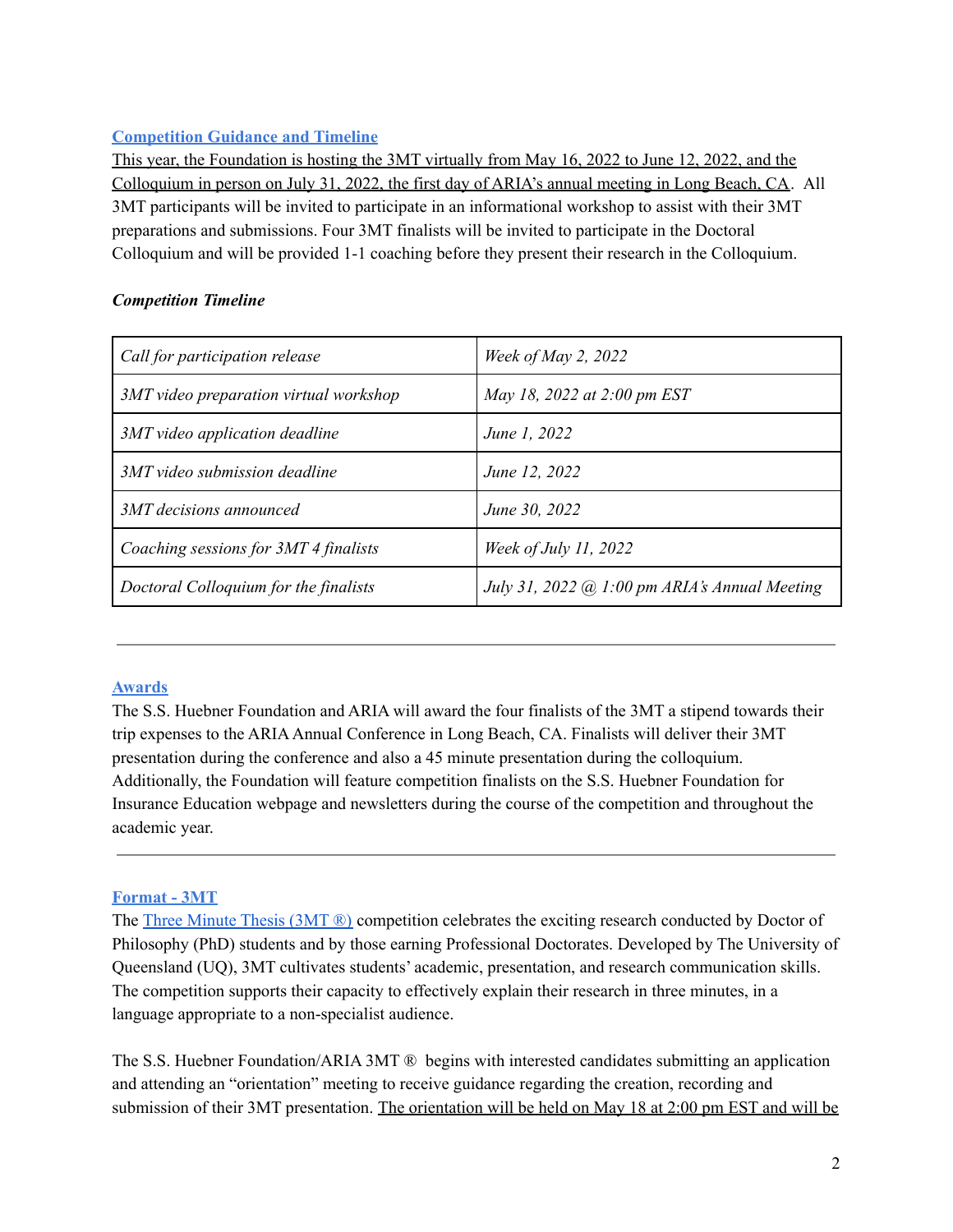## Competition Guidance and Timeline

This year, the Foundation is hosting the 3MT virtually from May 16, 2022 to June 12, 2022, and the Colloquium in person on July 31, 2022, the first day of ARIA's annual meeting in Long Beach, CA. All 3MT participants will be invited to participate in an informational workshop to assist with their 3MT preparations and submissions. Four 3MT finalists will be invited to participate in the Doctoral Colloquium and will be provided 1-1 coaching before they present their research in the Colloquium.

***Competition Timeline***

| | |
|---|---|
| *Call for participation release* | *Week of May 2, 2022* |
| *3MT video preparation virtual workshop* | *May 18, 2022 at 2:00 pm EST* |
| *3MT video application deadline* | *June 1, 2022* |
| *3MT video submission deadline* | *June 12, 2022* |
| *3MT decisions announced* | *June 30, 2022* |
| *Coaching sessions for 3MT 4 finalists* | *Week of July 11, 2022* |
| *Doctoral Colloquium for the finalists* | *July 31, 2022 @ 1:00 pm ARIA's Annual Meeting* |

---

## Awards

The S.S. Huebner Foundation and ARIA will award the four finalists of the 3MT a stipend towards their trip expenses to the ARIA Annual Conference in Long Beach, CA. Finalists will deliver their 3MT presentation during the conference and also a 45 minute presentation during the colloquium. Additionally, the Foundation will feature competition finalists on the S.S. Huebner Foundation for Insurance Education webpage and newsletters during the course of the competition and throughout the academic year.

---

## Format - 3MT

The Three Minute Thesis (3MT ®) competition celebrates the exciting research conducted by Doctor of Philosophy (PhD) students and by those earning Professional Doctorates. Developed by The University of Queensland (UQ), 3MT cultivates students' academic, presentation, and research communication skills. The competition supports their capacity to effectively explain their research in three minutes, in a language appropriate to a non-specialist audience.

The S.S. Huebner Foundation/ARIA 3MT ® begins with interested candidates submitting an application and attending an "orientation" meeting to receive guidance regarding the creation, recording and submission of their 3MT presentation. The orientation will be held on May 18 at 2:00 pm EST and will be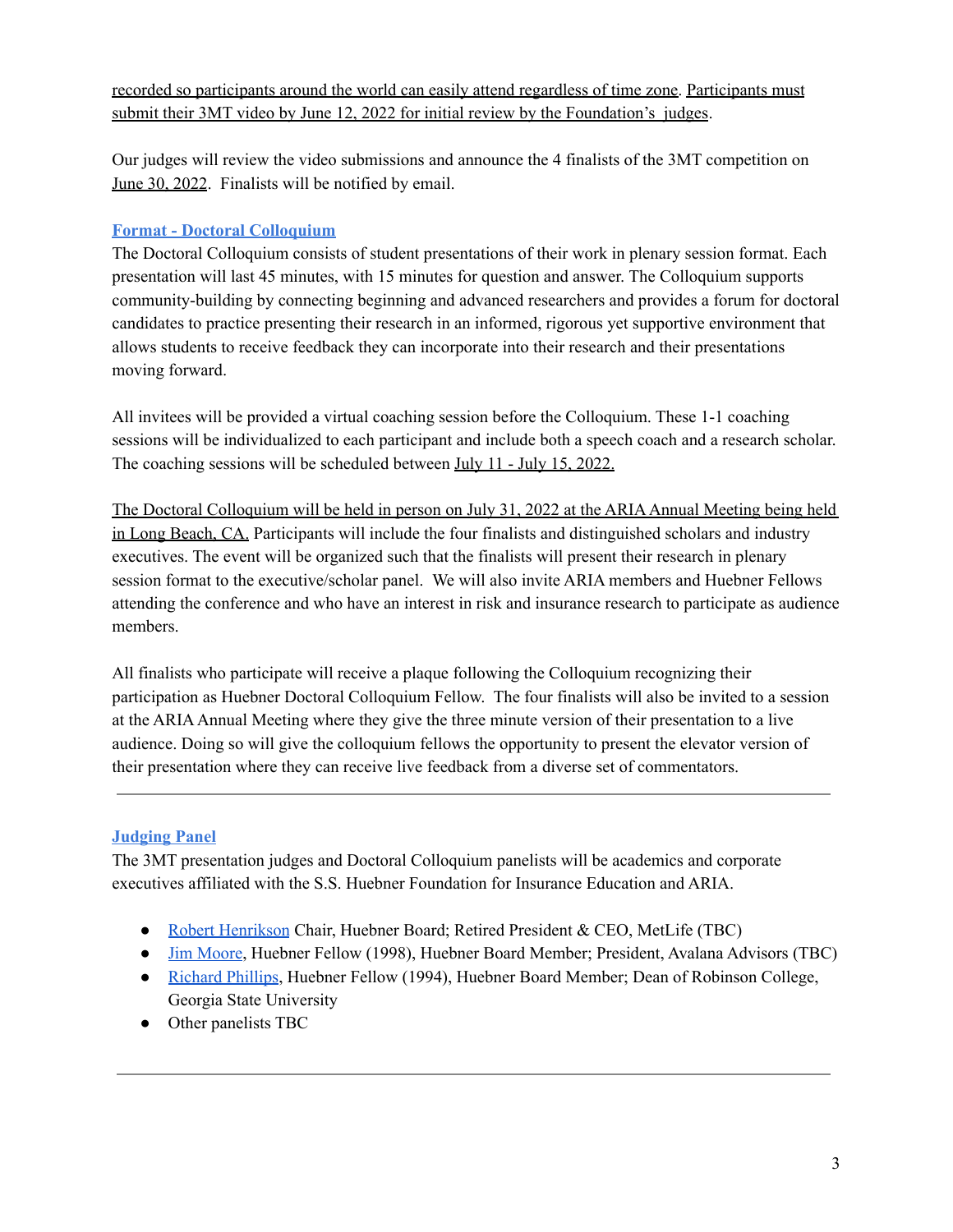recorded so participants around the world can easily attend regardless of time zone. Participants must submit their 3MT video by June 12, 2022 for initial review by the Foundation's judges.

Our judges will review the video submissions and announce the 4 finalists of the 3MT competition on June 30, 2022. Finalists will be notified by email.

### Format - Doctoral Colloquium

The Doctoral Colloquium consists of student presentations of their work in plenary session format. Each presentation will last 45 minutes, with 15 minutes for question and answer. The Colloquium supports community-building by connecting beginning and advanced researchers and provides a forum for doctoral candidates to practice presenting their research in an informed, rigorous yet supportive environment that allows students to receive feedback they can incorporate into their research and their presentations moving forward.

All invitees will be provided a virtual coaching session before the Colloquium. These 1-1 coaching sessions will be individualized to each participant and include both a speech coach and a research scholar. The coaching sessions will be scheduled between July 11 - July 15, 2022.

The Doctoral Colloquium will be held in person on July 31, 2022 at the ARIA Annual Meeting being held in Long Beach, CA. Participants will include the four finalists and distinguished scholars and industry executives. The event will be organized such that the finalists will present their research in plenary session format to the executive/scholar panel. We will also invite ARIA members and Huebner Fellows attending the conference and who have an interest in risk and insurance research to participate as audience members.

All finalists who participate will receive a plaque following the Colloquium recognizing their participation as Huebner Doctoral Colloquium Fellow. The four finalists will also be invited to a session at the ARIA Annual Meeting where they give the three minute version of their presentation to a live audience. Doing so will give the colloquium fellows the opportunity to present the elevator version of their presentation where they can receive live feedback from a diverse set of commentators.

---

### Judging Panel

The 3MT presentation judges and Doctoral Colloquium panelists will be academics and corporate executives affiliated with the S.S. Huebner Foundation for Insurance Education and ARIA.

- Robert Henrikson Chair, Huebner Board; Retired President & CEO, MetLife (TBC)
- Jim Moore, Huebner Fellow (1998), Huebner Board Member; President, Avalana Advisors (TBC)
- Richard Phillips, Huebner Fellow (1994), Huebner Board Member; Dean of Robinson College, Georgia State University
- Other panelists TBC

---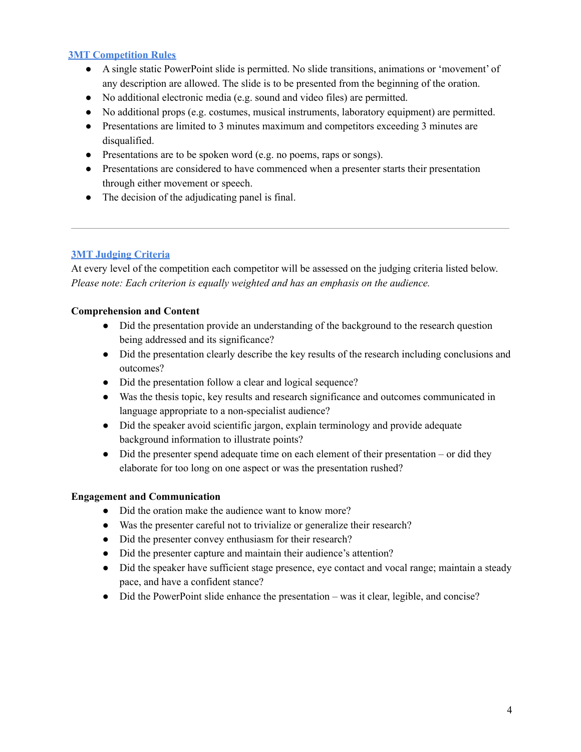## [3MT Competition Rules]

- A single static PowerPoint slide is permitted. No slide transitions, animations or 'movement' of any description are allowed. The slide is to be presented from the beginning of the oration.
- No additional electronic media (e.g. sound and video files) are permitted.
- No additional props (e.g. costumes, musical instruments, laboratory equipment) are permitted.
- Presentations are limited to 3 minutes maximum and competitors exceeding 3 minutes are disqualified.
- Presentations are to be spoken word (e.g. no poems, raps or songs).
- Presentations are considered to have commenced when a presenter starts their presentation through either movement or speech.
- The decision of the adjudicating panel is final.

---

## [3MT Judging Criteria]

At every level of the competition each competitor will be assessed on the judging criteria listed below.
*Please note: Each criterion is equally weighted and has an emphasis on the audience.*

**Comprehension and Content**

- Did the presentation provide an understanding of the background to the research question being addressed and its significance?
- Did the presentation clearly describe the key results of the research including conclusions and outcomes?
- Did the presentation follow a clear and logical sequence?
- Was the thesis topic, key results and research significance and outcomes communicated in language appropriate to a non-specialist audience?
- Did the speaker avoid scientific jargon, explain terminology and provide adequate background information to illustrate points?
- Did the presenter spend adequate time on each element of their presentation – or did they elaborate for too long on one aspect or was the presentation rushed?

**Engagement and Communication**

- Did the oration make the audience want to know more?
- Was the presenter careful not to trivialize or generalize their research?
- Did the presenter convey enthusiasm for their research?
- Did the presenter capture and maintain their audience's attention?
- Did the speaker have sufficient stage presence, eye contact and vocal range; maintain a steady pace, and have a confident stance?
- Did the PowerPoint slide enhance the presentation – was it clear, legible, and concise?